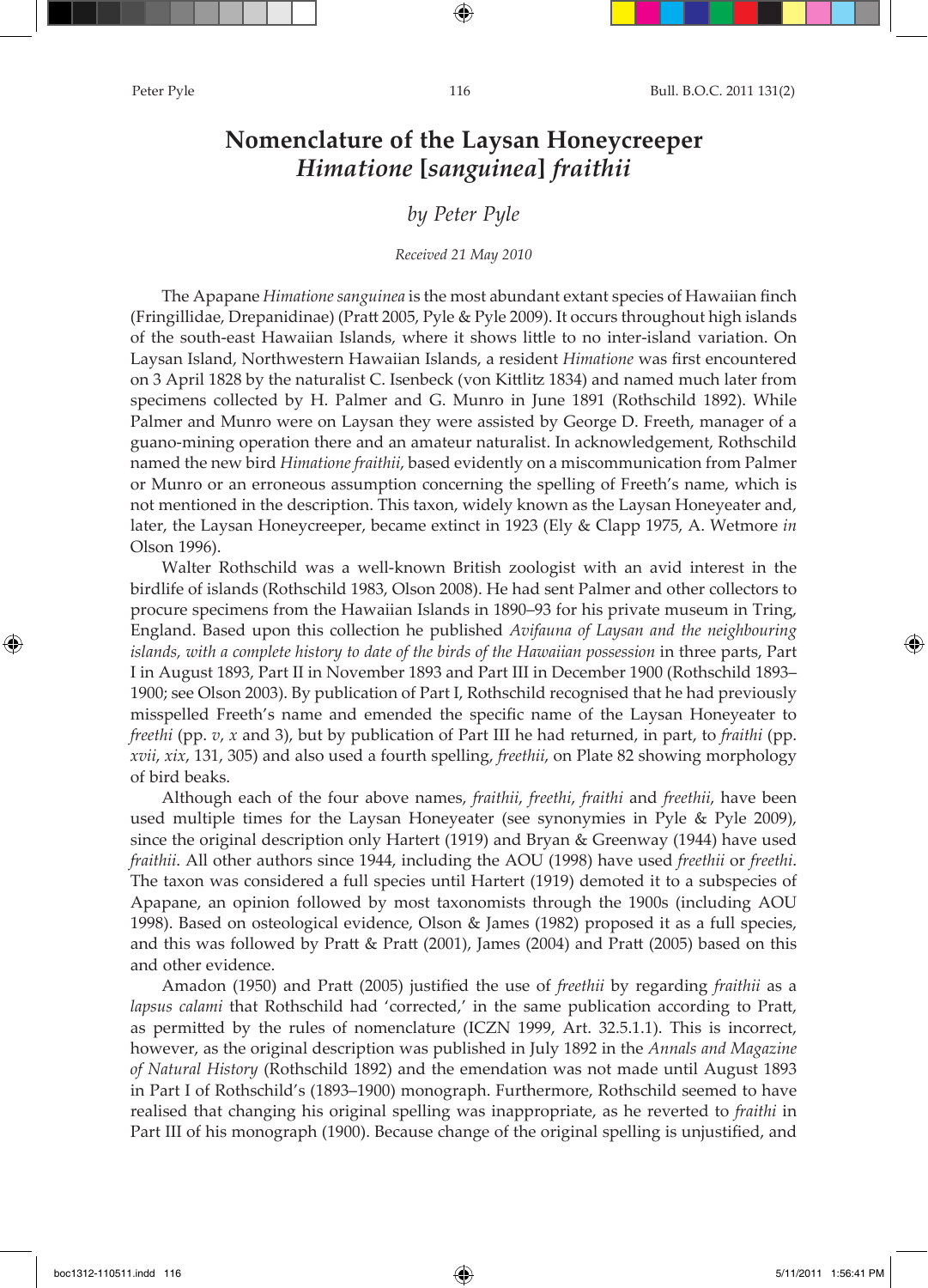# Nomenclature of the Laysan Honeycreeper *Himatione* [*sanguinea*] *fraithii*

*by Peter Pyle*

*Received 21 May 2010*

The Apapane *Himatione sanguinea* is the most abundant extant species of Hawaiian finch (Fringillidae, Drepanidinae) (Pratt 2005, Pyle & Pyle 2009). It occurs throughout high islands of the south-east Hawaiian Islands, where it shows little to no inter-island variation. On Laysan Island, Northwestern Hawaiian Islands, a resident *Himatione* was first encountered on 3 April 1828 by the naturalist C. Isenbeck (von Kittlitz 1834) and named much later from specimens collected by H. Palmer and G. Munro in June 1891 (Rothschild 1892). While Palmer and Munro were on Laysan they were assisted by George D. Freeth, manager of a guano-mining operation there and an amateur naturalist. In acknowledgement, Rothschild named the new bird *Himatione fraithii*, based evidently on a miscommunication from Palmer or Munro or an erroneous assumption concerning the spelling of Freeth's name, which is not mentioned in the description. This taxon, widely known as the Laysan Honeyeater and, later, the Laysan Honeycreeper, became extinct in 1923 (Ely & Clapp 1975, A. Wetmore *in* Olson 1996).

Walter Rothschild was a well-known British zoologist with an avid interest in the birdlife of islands (Rothschild 1983, Olson 2008). He had sent Palmer and other collectors to procure specimens from the Hawaiian Islands in 1890–93 for his private museum in Tring, England. Based upon this collection he published *Avifauna of Laysan and the neighbouring islands, with a complete history to date of the birds of the Hawaiian possession* in three parts, Part I in August 1893, Part II in November 1893 and Part III in December 1900 (Rothschild 1893–1900; see Olson 2003). By publication of Part I, Rothschild recognised that he had previously misspelled Freeth's name and emended the specific name of the Laysan Honeyeater to *freethi* (pp. *v*, *x* and 3), but by publication of Part III he had returned, in part, to *fraithi* (pp. *xvii*, *xix*, 131, 305) and also used a fourth spelling, *freethii*, on Plate 82 showing morphology of bird beaks.

Although each of the four above names, *fraithii*, *freethi*, *fraithi* and *freethii*, have been used multiple times for the Laysan Honeyeater (see synonymies in Pyle & Pyle 2009), since the original description only Hartert (1919) and Bryan & Greenway (1944) have used *fraithii*. All other authors since 1944, including the AOU (1998) have used *freethii* or *freethi*. The taxon was considered a full species until Hartert (1919) demoted it to a subspecies of Apapane, an opinion followed by most taxonomists through the 1900s (including AOU 1998). Based on osteological evidence, Olson & James (1982) proposed it as a full species, and this was followed by Pratt & Pratt (2001), James (2004) and Pratt (2005) based on this and other evidence.

Amadon (1950) and Pratt (2005) justified the use of *freethii* by regarding *fraithii* as a *lapsus calami* that Rothschild had 'corrected,' in the same publication according to Pratt, as permitted by the rules of nomenclature (ICZN 1999, Art. 32.5.1.1). This is incorrect, however, as the original description was published in July 1892 in the *Annals and Magazine of Natural History* (Rothschild 1892) and the emendation was not made until August 1893 in Part I of Rothschild's (1893–1900) monograph. Furthermore, Rothschild seemed to have realised that changing his original spelling was inappropriate, as he reverted to *fraithi* in Part III of his monograph (1900). Because change of the original spelling is unjustified, and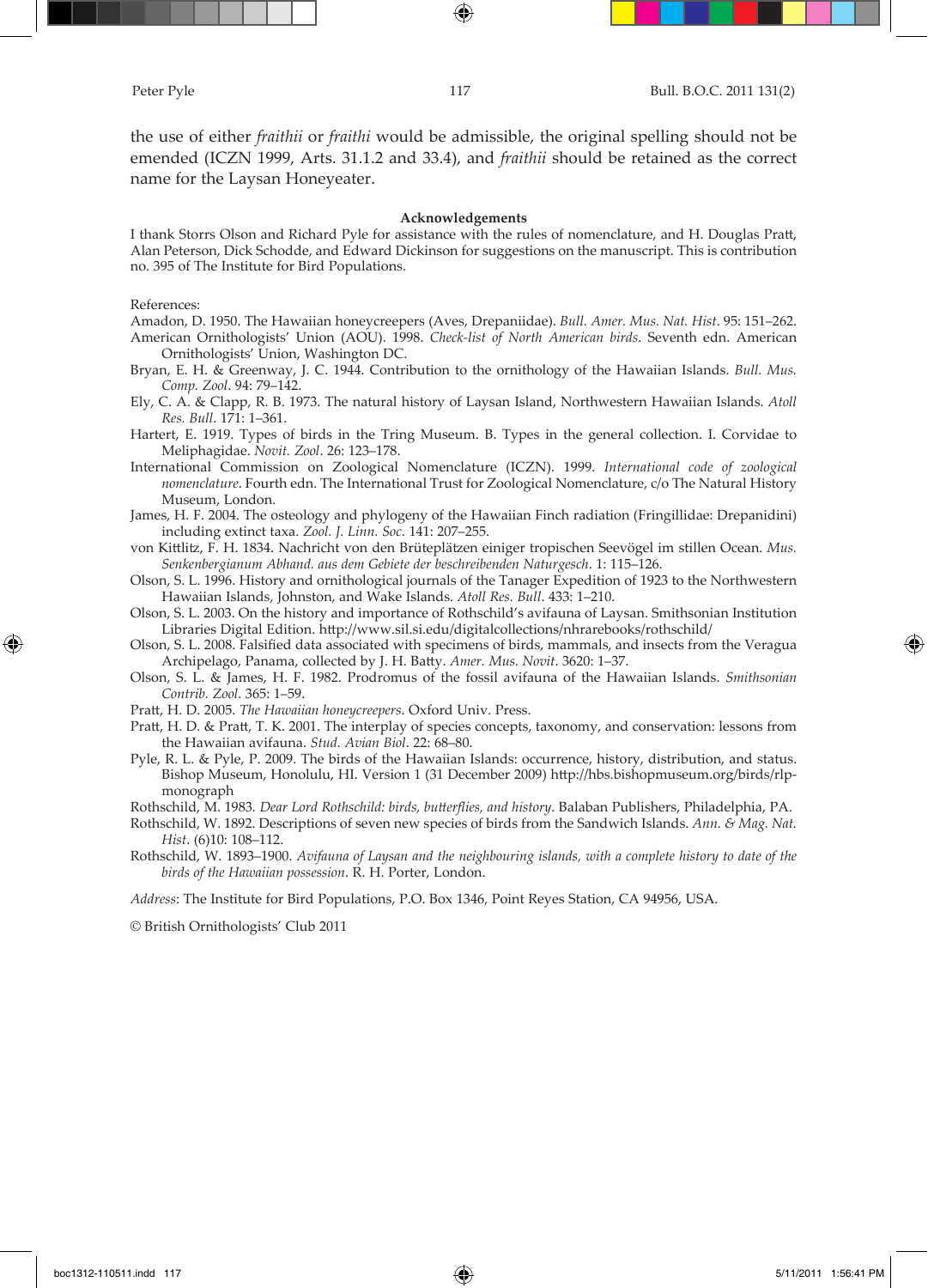the use of either *fraithii* or *fraithi* would be admissible, the original spelling should not be emended (ICZN 1999, Arts. 31.1.2 and 33.4), and *fraithii* should be retained as the correct name for the Laysan Honeyeater.

**Acknowledgements**

I thank Storrs Olson and Richard Pyle for assistance with the rules of nomenclature, and H. Douglas Pratt, Alan Peterson, Dick Schodde, and Edward Dickinson for suggestions on the manuscript. This is contribution no. 395 of The Institute for Bird Populations.

References:

Amadon, D. 1950. The Hawaiian honeycreepers (Aves, Drepaniidae). *Bull. Amer. Mus. Nat. Hist*. 95: 151–262.

American Ornithologists' Union (AOU). 1998. *Check-list of North American birds*. Seventh edn. American Ornithologists' Union, Washington DC.

Bryan, E. H. & Greenway, J. C. 1944. Contribution to the ornithology of the Hawaiian Islands. *Bull. Mus. Comp. Zool*. 94: 79–142.

Ely, C. A. & Clapp, R. B. 1973. The natural history of Laysan Island, Northwestern Hawaiian Islands. *Atoll Res. Bull*. 171: 1–361.

Hartert, E. 1919. Types of birds in the Tring Museum. B. Types in the general collection. I. Corvidae to Meliphagidae. *Novit. Zool*. 26: 123–178.

International Commission on Zoological Nomenclature (ICZN). 1999. *International code of zoological nomenclature*. Fourth edn. The International Trust for Zoological Nomenclature, c/o The Natural History Museum, London.

James, H. F. 2004. The osteology and phylogeny of the Hawaiian Finch radiation (Fringillidae: Drepanidini) including extinct taxa. *Zool. J. Linn. Soc*. 141: 207–255.

von Kittlitz, F. H. 1834. Nachricht von den Brüteplätzen einiger tropischen Seevögel im stillen Ocean. *Mus. Senkenbergianum Abhand. aus dem Gebiete der beschreibenden Naturgesch*. 1: 115–126.

Olson, S. L. 1996. History and ornithological journals of the Tanager Expedition of 1923 to the Northwestern Hawaiian Islands, Johnston, and Wake Islands. *Atoll Res. Bull*. 433: 1–210.

Olson, S. L. 2003. On the history and importance of Rothschild's avifauna of Laysan. Smithsonian Institution Libraries Digital Edition. http://www.sil.si.edu/digitalcollections/nhrarebooks/rothschild/

Olson, S. L. 2008. Falsified data associated with specimens of birds, mammals, and insects from the Veragua Archipelago, Panama, collected by J. H. Batty. *Amer. Mus. Novit*. 3620: 1–37.

Olson, S. L. & James, H. F. 1982. Prodromus of the fossil avifauna of the Hawaiian Islands. *Smithsonian Contrib. Zool*. 365: 1–59.

Pratt, H. D. 2005. *The Hawaiian honeycreepers*. Oxford Univ. Press.

Pratt, H. D. & Pratt, T. K. 2001. The interplay of species concepts, taxonomy, and conservation: lessons from the Hawaiian avifauna. *Stud. Avian Biol*. 22: 68–80.

Pyle, R. L. & Pyle, P. 2009. The birds of the Hawaiian Islands: occurrence, history, distribution, and status. Bishop Museum, Honolulu, HI. Version 1 (31 December 2009) http://hbs.bishopmuseum.org/birds/rlp-monograph

Rothschild, M. 1983. *Dear Lord Rothschild: birds, butterflies, and history*. Balaban Publishers, Philadelphia, PA.

Rothschild, W. 1892. Descriptions of seven new species of birds from the Sandwich Islands. *Ann. & Mag. Nat. Hist*. (6)10: 108–112.

Rothschild, W. 1893–1900. *Avifauna of Laysan and the neighbouring islands, with a complete history to date of the birds of the Hawaiian possession*. R. H. Porter, London.

*Address*: The Institute for Bird Populations, P.O. Box 1346, Point Reyes Station, CA 94956, USA.

© British Ornithologists' Club 2011